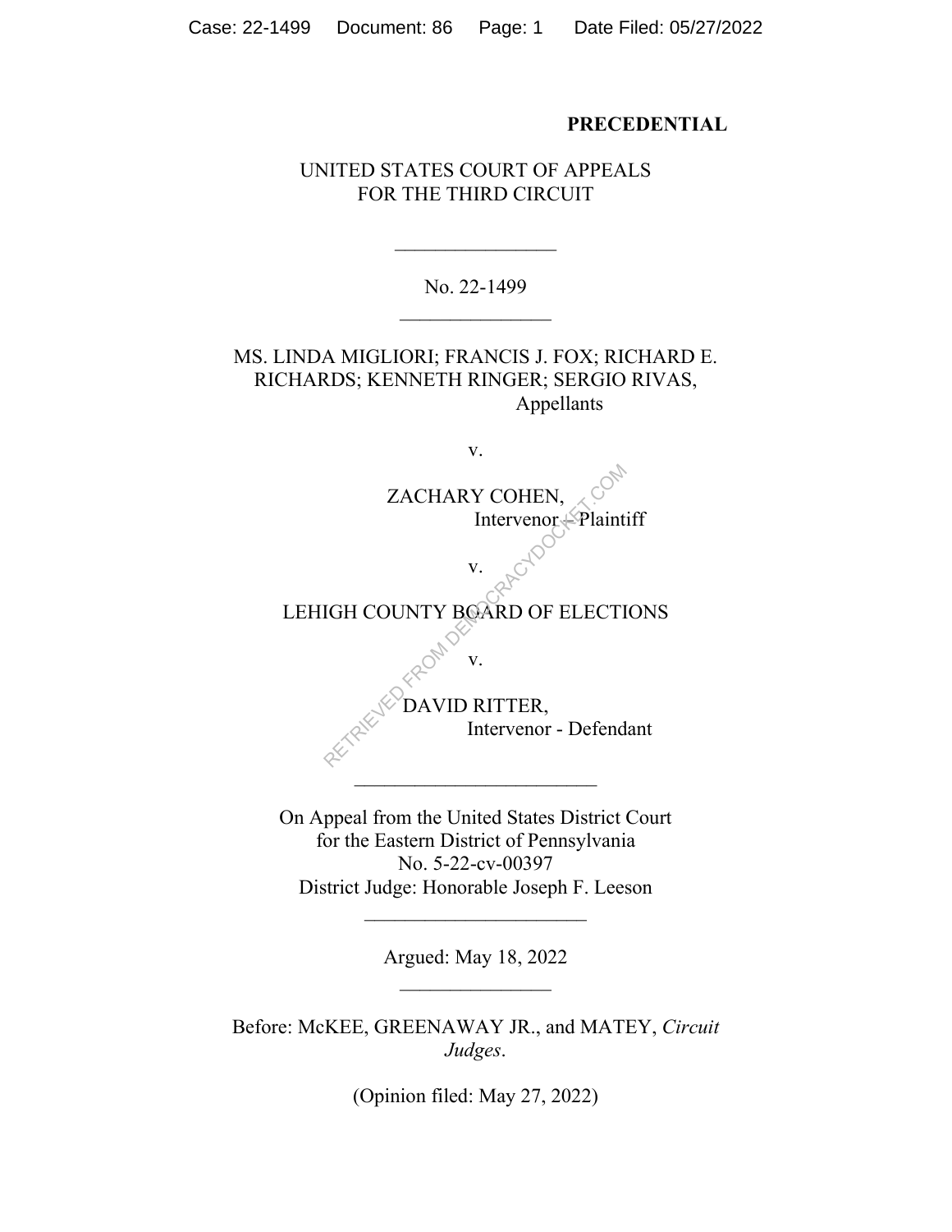**PRECEDENTIAL**

UNITED STATES COURT OF APPEALS
FOR THE THIRD CIRCUIT

\_\_\_\_\_\_\_\_\_\_\_\_\_\_\_\_

No. 22-1499

\_\_\_\_\_\_\_\_\_\_\_\_\_\_\_\_

MS. LINDA MIGLIORI; FRANCIS J. FOX; RICHARD E. RICHARDS; KENNETH RINGER; SERGIO RIVAS,
Appellants

v.

ZACHARY COHEN,
Intervenor – Plaintiff

v.

LEHIGH COUNTY BOARD OF ELECTIONS

v.

DAVID RITTER,
Intervenor - Defendant

\_\_\_\_\_\_\_\_\_\_\_\_\_\_\_\_\_\_\_\_\_\_\_\_

On Appeal from the United States District Court
for the Eastern District of Pennsylvania
No. 5-22-cv-00397
District Judge: Honorable Joseph F. Leeson

\_\_\_\_\_\_\_\_\_\_\_\_\_\_\_\_\_\_\_\_\_\_

Argued: May 18, 2022

\_\_\_\_\_\_\_\_\_\_\_\_\_\_\_\_

Before: McKEE, GREENAWAY JR., and MATEY, *Circuit Judges*.

(Opinion filed: May 27, 2022)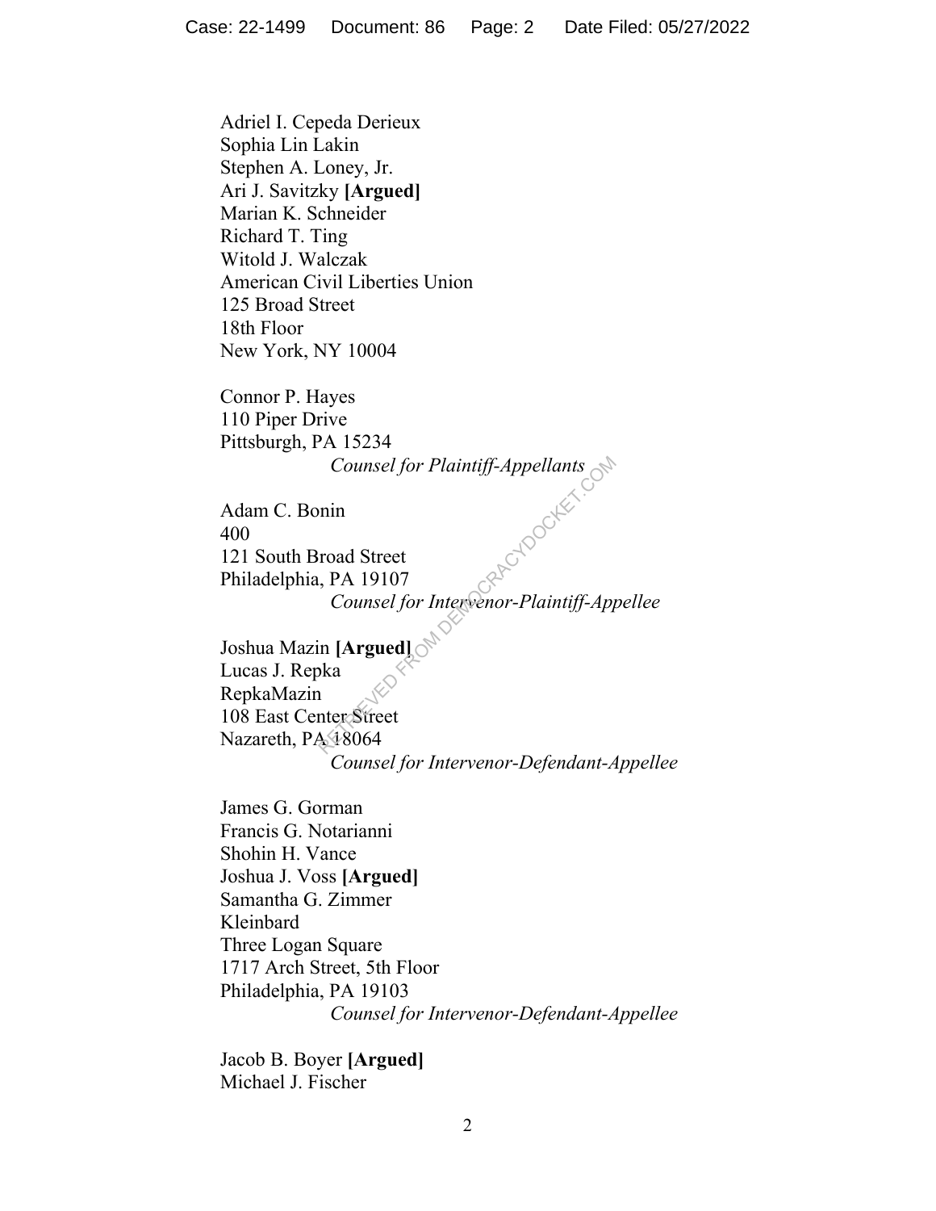Adriel I. Cepeda Derieux
Sophia Lin Lakin
Stephen A. Loney, Jr.
Ari J. Savitzky **[Argued]**
Marian K. Schneider
Richard T. Ting
Witold J. Walczak
American Civil Liberties Union
125 Broad Street
18th Floor
New York, NY 10004

Connor P. Hayes
110 Piper Drive
Pittsburgh, PA 15234
*Counsel for Plaintiff-Appellants*

Adam C. Bonin
400
121 South Broad Street
Philadelphia, PA 19107
*Counsel for Intervenor-Plaintiff-Appellee*

Joshua Mazin **[Argued]**
Lucas J. Repka
RepkaMazin
108 East Center Street
Nazareth, PA 18064
*Counsel for Intervenor-Defendant-Appellee*

James G. Gorman
Francis G. Notarianni
Shohin H. Vance
Joshua J. Voss **[Argued]**
Samantha G. Zimmer
Kleinbard
Three Logan Square
1717 Arch Street, 5th Floor
Philadelphia, PA 19103
*Counsel for Intervenor-Defendant-Appellee*

Jacob B. Boyer **[Argued]**
Michael J. Fischer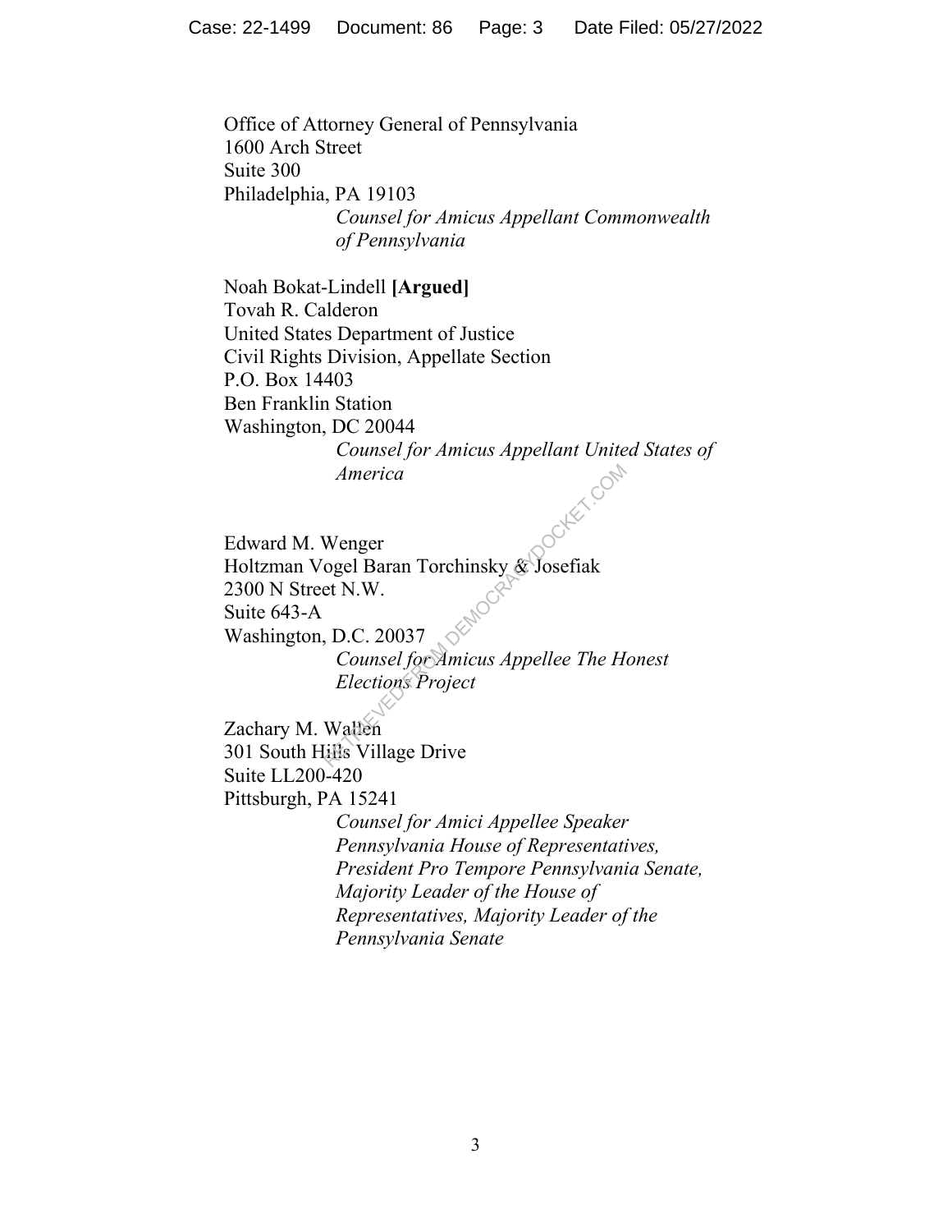Office of Attorney General of Pennsylvania
1600 Arch Street
Suite 300
Philadelphia, PA 19103

*Counsel for Amicus Appellant Commonwealth of Pennsylvania*

Noah Bokat-Lindell **[Argued]**
Tovah R. Calderon
United States Department of Justice
Civil Rights Division, Appellate Section
P.O. Box 14403
Ben Franklin Station
Washington, DC 20044

*Counsel for Amicus Appellant United States of America*

Edward M. Wenger
Holtzman Vogel Baran Torchinsky & Josefiak
2300 N Street N.W.
Suite 643-A
Washington, D.C. 20037

*Counsel for Amicus Appellee The Honest Elections Project*

Zachary M. Wallen
301 South Hills Village Drive
Suite LL200-420
Pittsburgh, PA 15241

*Counsel for Amici Appellee Speaker Pennsylvania House of Representatives, President Pro Tempore Pennsylvania Senate, Majority Leader of the House of Representatives, Majority Leader of the Pennsylvania Senate*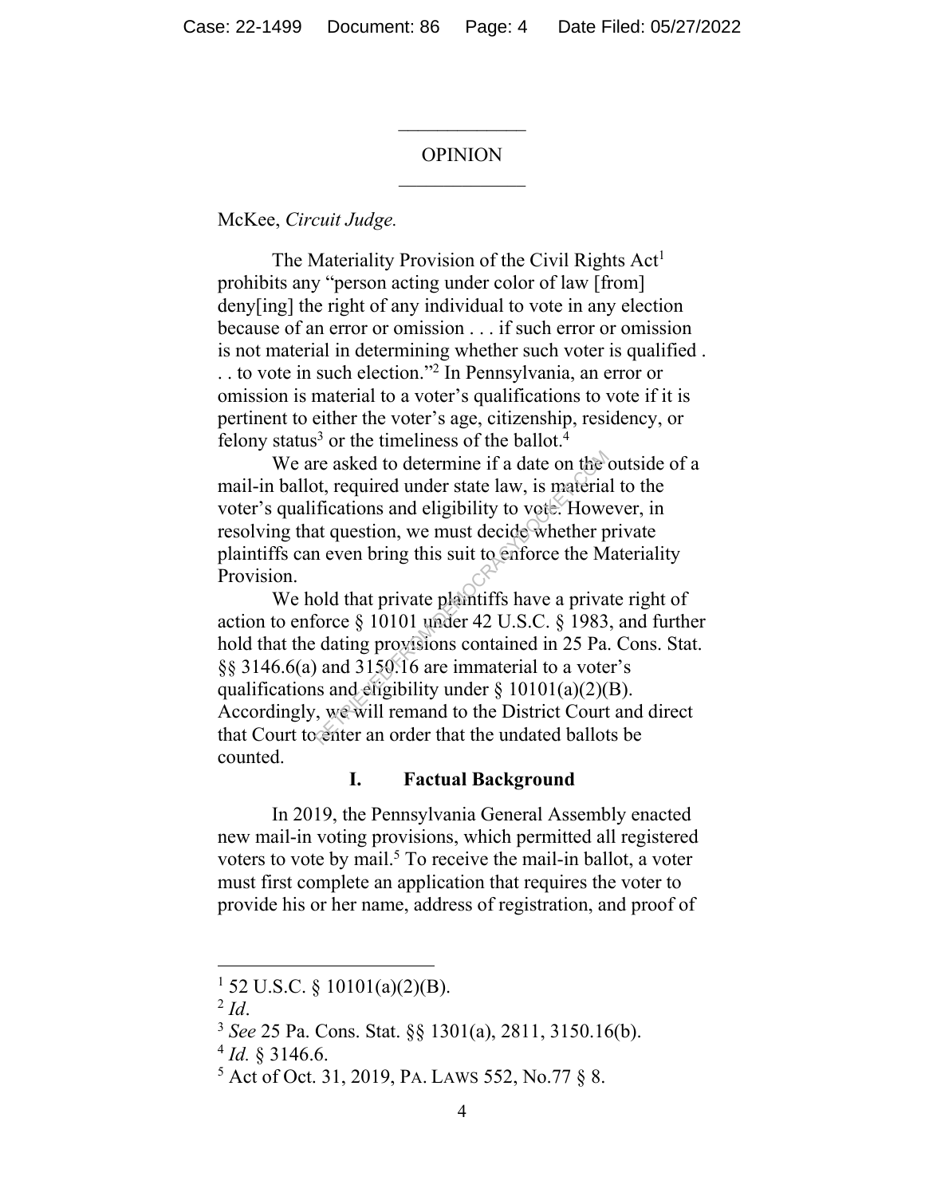## OPINION

McKee, *Circuit Judge.*

The Materiality Provision of the Civil Rights Act[1] prohibits any "person acting under color of law [from] deny[ing] the right of any individual to vote in any election because of an error or omission . . . if such error or omission is not material in determining whether such voter is qualified . . . to vote in such election."[2] In Pennsylvania, an error or omission is material to a voter's qualifications to vote if it is pertinent to either the voter's age, citizenship, residency, or felony status[3] or the timeliness of the ballot.[4]

We are asked to determine if a date on the outside of a mail-in ballot, required under state law, is material to the voter's qualifications and eligibility to vote. However, in resolving that question, we must decide whether private plaintiffs can even bring this suit to enforce the Materiality Provision.

We hold that private plaintiffs have a private right of action to enforce § 10101 under 42 U.S.C. § 1983, and further hold that the dating provisions contained in 25 Pa. Cons. Stat. §§ 3146.6(a) and 3150.16 are immaterial to a voter's qualifications and eligibility under § 10101(a)(2)(B). Accordingly, we will remand to the District Court and direct that Court to enter an order that the undated ballots be counted.

### I. Factual Background

In 2019, the Pennsylvania General Assembly enacted new mail-in voting provisions, which permitted all registered voters to vote by mail.[5] To receive the mail-in ballot, a voter must first complete an application that requires the voter to provide his or her name, address of registration, and proof of

---

[1] 52 U.S.C. § 10101(a)(2)(B).

[2] *Id*.

[3] *See* 25 Pa. Cons. Stat. §§ 1301(a), 2811, 3150.16(b).

[4] *Id.* § 3146.6.

[5] Act of Oct. 31, 2019, PA. LAWS 552, No.77 § 8.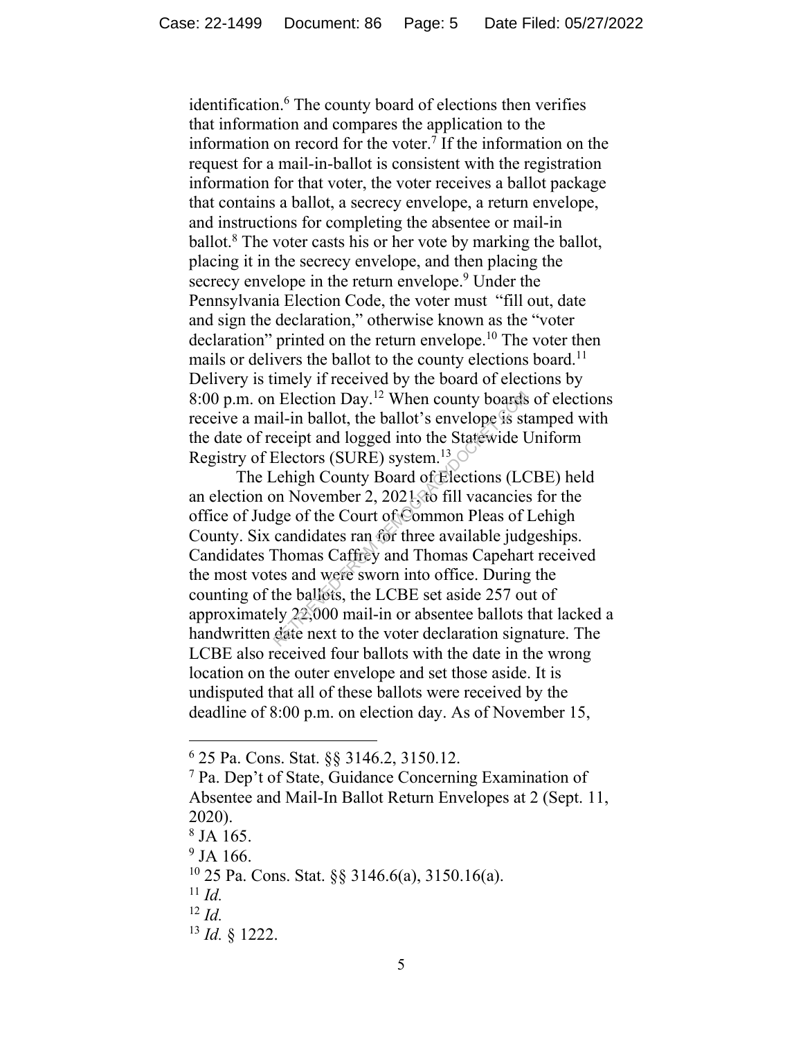identification.[6] The county board of elections then verifies that information and compares the application to the information on record for the voter.[7] If the information on the request for a mail-in-ballot is consistent with the registration information for that voter, the voter receives a ballot package that contains a ballot, a secrecy envelope, a return envelope, and instructions for completing the absentee or mail-in ballot.[8] The voter casts his or her vote by marking the ballot, placing it in the secrecy envelope, and then placing the secrecy envelope in the return envelope.[9] Under the Pennsylvania Election Code, the voter must "fill out, date and sign the declaration," otherwise known as the "voter declaration" printed on the return envelope.[10] The voter then mails or delivers the ballot to the county elections board.[11] Delivery is timely if received by the board of elections by 8:00 p.m. on Election Day.[12] When county boards of elections receive a mail-in ballot, the ballot's envelope is stamped with the date of receipt and logged into the Statewide Uniform Registry of Electors (SURE) system.[13]

The Lehigh County Board of Elections (LCBE) held an election on November 2, 2021, to fill vacancies for the office of Judge of the Court of Common Pleas of Lehigh County. Six candidates ran for three available judgeships. Candidates Thomas Caffrey and Thomas Capehart received the most votes and were sworn into office. During the counting of the ballots, the LCBE set aside 257 out of approximately 22,000 mail-in or absentee ballots that lacked a handwritten date next to the voter declaration signature. The LCBE also received four ballots with the date in the wrong location on the outer envelope and set those aside. It is undisputed that all of these ballots were received by the deadline of 8:00 p.m. on election day. As of November 15,

---

[6] 25 Pa. Cons. Stat. §§ 3146.2, 3150.12.

[7] Pa. Dep't of State, Guidance Concerning Examination of Absentee and Mail-In Ballot Return Envelopes at 2 (Sept. 11, 2020).

[8] JA 165.

[9] JA 166.

[10] 25 Pa. Cons. Stat. §§ 3146.6(a), 3150.16(a).

[11] *Id.*

[12] *Id.*

[13] *Id.* § 1222.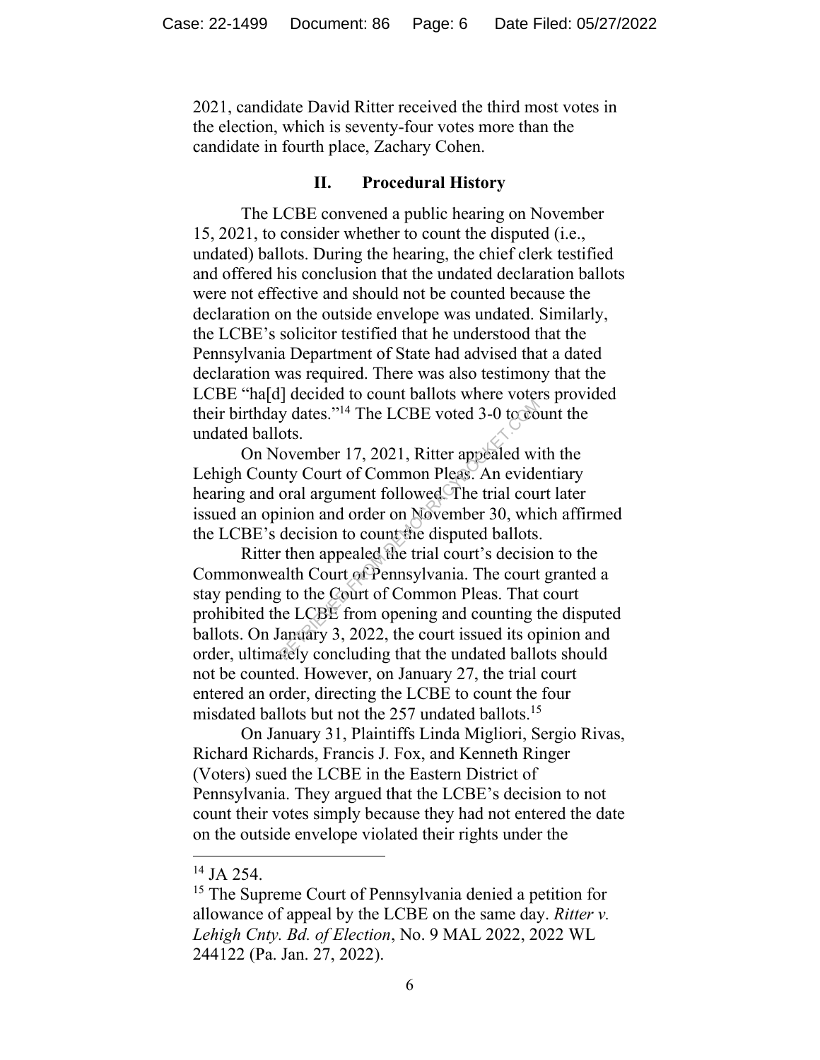2021, candidate David Ritter received the third most votes in the election, which is seventy-four votes more than the candidate in fourth place, Zachary Cohen.

## II. Procedural History

The LCBE convened a public hearing on November 15, 2021, to consider whether to count the disputed (i.e., undated) ballots. During the hearing, the chief clerk testified and offered his conclusion that the undated declaration ballots were not effective and should not be counted because the declaration on the outside envelope was undated. Similarly, the LCBE's solicitor testified that he understood that the Pennsylvania Department of State had advised that a dated declaration was required. There was also testimony that the LCBE "ha[d] decided to count ballots where voters provided their birthday dates."[14] The LCBE voted 3-0 to count the undated ballots.

On November 17, 2021, Ritter appealed with the Lehigh County Court of Common Pleas. An evidentiary hearing and oral argument followed. The trial court later issued an opinion and order on November 30, which affirmed the LCBE's decision to count the disputed ballots.

Ritter then appealed the trial court's decision to the Commonwealth Court of Pennsylvania. The court granted a stay pending to the Court of Common Pleas. That court prohibited the LCBE from opening and counting the disputed ballots. On January 3, 2022, the court issued its opinion and order, ultimately concluding that the undated ballots should not be counted. However, on January 27, the trial court entered an order, directing the LCBE to count the four misdated ballots but not the 257 undated ballots.[15]

On January 31, Plaintiffs Linda Migliori, Sergio Rivas, Richard Richards, Francis J. Fox, and Kenneth Ringer (Voters) sued the LCBE in the Eastern District of Pennsylvania. They argued that the LCBE's decision to not count their votes simply because they had not entered the date on the outside envelope violated their rights under the

---

[14] JA 254.

[15] The Supreme Court of Pennsylvania denied a petition for allowance of appeal by the LCBE on the same day. *Ritter v. Lehigh Cnty. Bd. of Election*, No. 9 MAL 2022, 2022 WL 244122 (Pa. Jan. 27, 2022).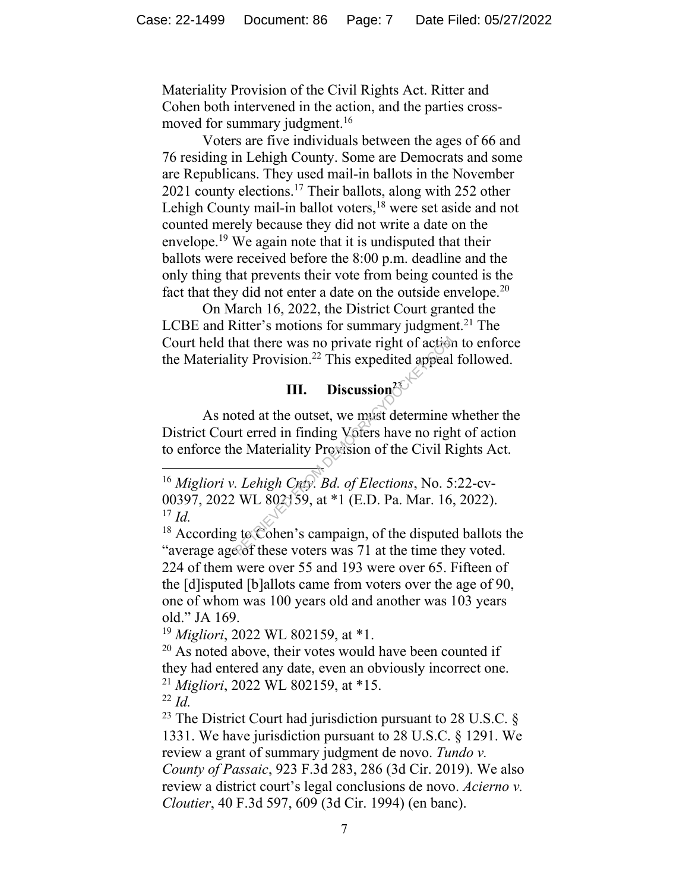Materiality Provision of the Civil Rights Act. Ritter and Cohen both intervened in the action, and the parties cross-moved for summary judgment.[16]

Voters are five individuals between the ages of 66 and 76 residing in Lehigh County. Some are Democrats and some are Republicans. They used mail-in ballots in the November 2021 county elections.[17] Their ballots, along with 252 other Lehigh County mail-in ballot voters,[18] were set aside and not counted merely because they did not write a date on the envelope.[19] We again note that it is undisputed that their ballots were received before the 8:00 p.m. deadline and the only thing that prevents their vote from being counted is the fact that they did not enter a date on the outside envelope.[20]

On March 16, 2022, the District Court granted the LCBE and Ritter's motions for summary judgment.[21] The Court held that there was no private right of action to enforce the Materiality Provision.[22] This expedited appeal followed.

## III. Discussion[23]

As noted at the outset, we must determine whether the District Court erred in finding Voters have no right of action to enforce the Materiality Provision of the Civil Rights Act.

---

[16] *Migliori v. Lehigh Cnty. Bd. of Elections*, No. 5:22-cv-00397, 2022 WL 802159, at *1 (E.D. Pa. Mar. 16, 2022).

[17] *Id.*

[18] According to Cohen's campaign, of the disputed ballots the "average age of these voters was 71 at the time they voted. 224 of them were over 55 and 193 were over 65. Fifteen of the [d]isputed [b]allots came from voters over the age of 90, one of whom was 100 years old and another was 103 years old." JA 169.

[19] *Migliori*, 2022 WL 802159, at *1.

[20] As noted above, their votes would have been counted if they had entered any date, even an obviously incorrect one.

[21] *Migliori*, 2022 WL 802159, at *15.

[22] *Id.*

[23] The District Court had jurisdiction pursuant to 28 U.S.C. § 1331. We have jurisdiction pursuant to 28 U.S.C. § 1291. We review a grant of summary judgment de novo. *Tundo v. County of Passaic*, 923 F.3d 283, 286 (3d Cir. 2019). We also review a district court's legal conclusions de novo. *Acierno v. Cloutier*, 40 F.3d 597, 609 (3d Cir. 1994) (en banc).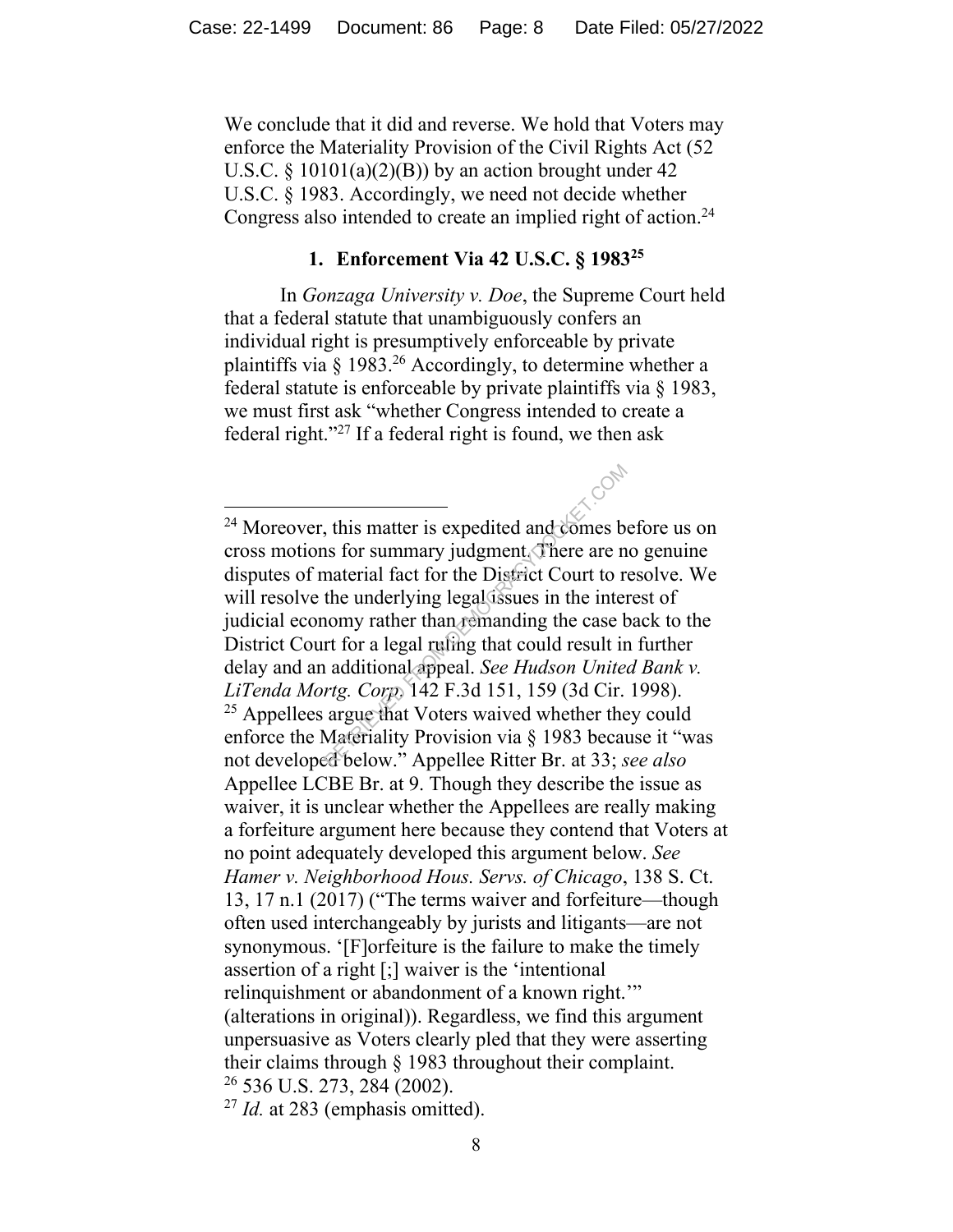We conclude that it did and reverse. We hold that Voters may enforce the Materiality Provision of the Civil Rights Act (52 U.S.C. § 10101(a)(2)(B)) by an action brought under 42 U.S.C. § 1983. Accordingly, we need not decide whether Congress also intended to create an implied right of action.[24]

### 1. Enforcement Via 42 U.S.C. § 1983[25]

In *Gonzaga University v. Doe*, the Supreme Court held that a federal statute that unambiguously confers an individual right is presumptively enforceable by private plaintiffs via § 1983.[26] Accordingly, to determine whether a federal statute is enforceable by private plaintiffs via § 1983, we must first ask "whether Congress intended to create a federal right."[27] If a federal right is found, we then ask

---

[24] Moreover, this matter is expedited and comes before us on cross motions for summary judgment. There are no genuine disputes of material fact for the District Court to resolve. We will resolve the underlying legal issues in the interest of judicial economy rather than remanding the case back to the District Court for a legal ruling that could result in further delay and an additional appeal. *See Hudson United Bank v. LiTenda Mortg. Corp.*, 142 F.3d 151, 159 (3d Cir. 1998).

[25] Appellees argue that Voters waived whether they could enforce the Materiality Provision via § 1983 because it "was not developed below." Appellee Ritter Br. at 33; *see also* Appellee LCBE Br. at 9. Though they describe the issue as waiver, it is unclear whether the Appellees are really making a forfeiture argument here because they contend that Voters at no point adequately developed this argument below. *See Hamer v. Neighborhood Hous. Servs. of Chicago*, 138 S. Ct. 13, 17 n.1 (2017) ("The terms waiver and forfeiture—though often used interchangeably by jurists and litigants—are not synonymous. '[F]orfeiture is the failure to make the timely assertion of a right [;] waiver is the 'intentional relinquishment or abandonment of a known right.'" (alterations in original)). Regardless, we find this argument unpersuasive as Voters clearly pled that they were asserting their claims through § 1983 throughout their complaint.

[26] 536 U.S. 273, 284 (2002).

[27] *Id.* at 283 (emphasis omitted).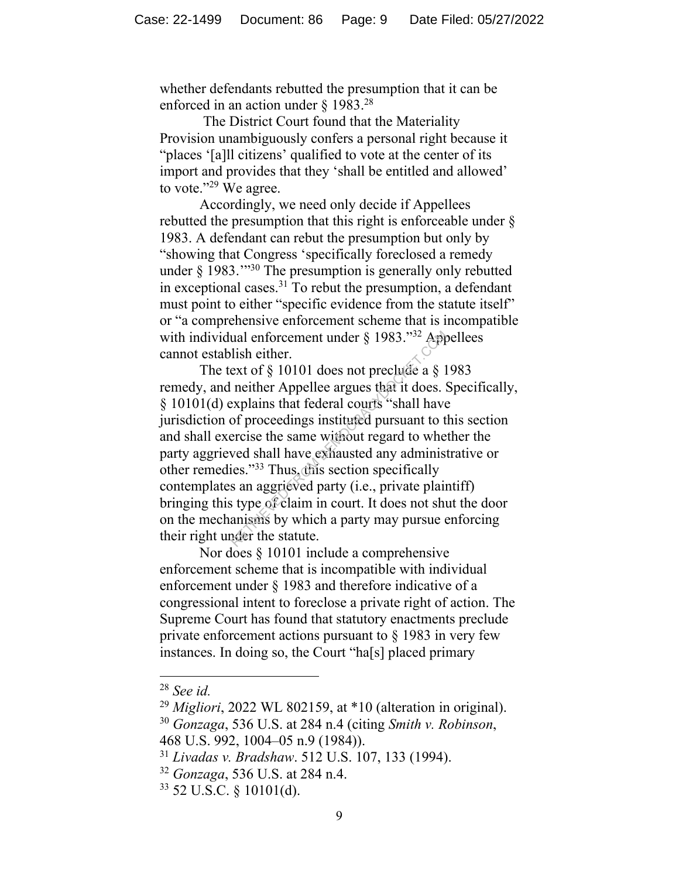whether defendants rebutted the presumption that it can be enforced in an action under § 1983.[28]

The District Court found that the Materiality Provision unambiguously confers a personal right because it "places '[a]ll citizens' qualified to vote at the center of its import and provides that they 'shall be entitled and allowed' to vote."[29] We agree.

Accordingly, we need only decide if Appellees rebutted the presumption that this right is enforceable under § 1983. A defendant can rebut the presumption but only by "showing that Congress 'specifically foreclosed a remedy under § 1983.'"[30] The presumption is generally only rebutted in exceptional cases.[31] To rebut the presumption, a defendant must point to either "specific evidence from the statute itself" or "a comprehensive enforcement scheme that is incompatible with individual enforcement under § 1983."[32] Appellees cannot establish either.

The text of § 10101 does not preclude a § 1983 remedy, and neither Appellee argues that it does. Specifically, § 10101(d) explains that federal courts "shall have jurisdiction of proceedings instituted pursuant to this section and shall exercise the same without regard to whether the party aggrieved shall have exhausted any administrative or other remedies."[33] Thus, this section specifically contemplates an aggrieved party (i.e., private plaintiff) bringing this type of claim in court. It does not shut the door on the mechanisms by which a party may pursue enforcing their right under the statute.

Nor does § 10101 include a comprehensive enforcement scheme that is incompatible with individual enforcement under § 1983 and therefore indicative of a congressional intent to foreclose a private right of action. The Supreme Court has found that statutory enactments preclude private enforcement actions pursuant to § 1983 in very few instances. In doing so, the Court "ha[s] placed primary

---

[28] *See id.*

[29] *Migliori*, 2022 WL 802159, at *10 (alteration in original).

[30] *Gonzaga*, 536 U.S. at 284 n.4 (citing *Smith v. Robinson*, 468 U.S. 992, 1004–05 n.9 (1984)).

[31] *Livadas v. Bradshaw*. 512 U.S. 107, 133 (1994).

[32] *Gonzaga*, 536 U.S. at 284 n.4.

[33] 52 U.S.C. § 10101(d).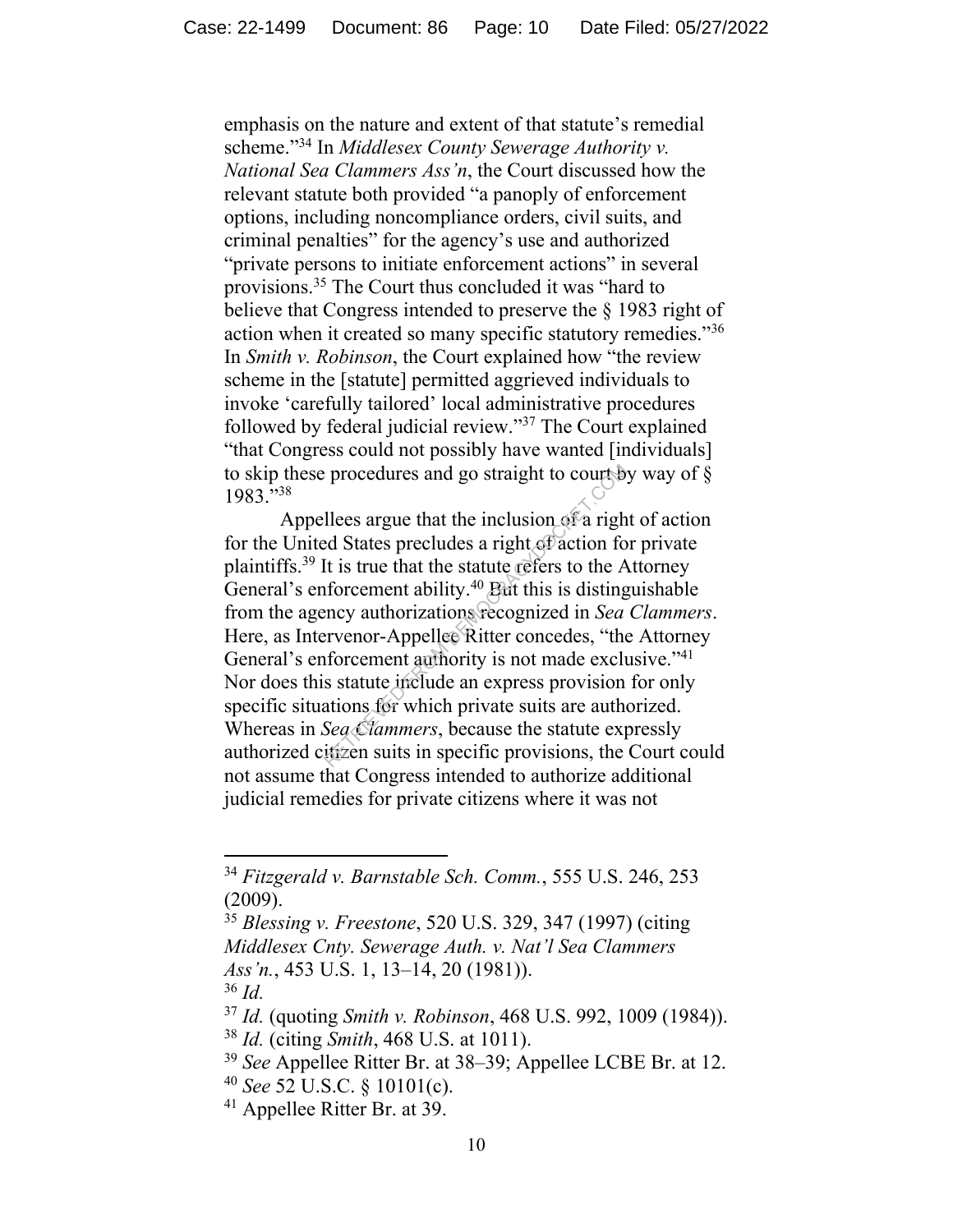emphasis on the nature and extent of that statute's remedial scheme."[34] In *Middlesex County Sewerage Authority v. National Sea Clammers Ass'n*, the Court discussed how the relevant statute both provided "a panoply of enforcement options, including noncompliance orders, civil suits, and criminal penalties" for the agency's use and authorized "private persons to initiate enforcement actions" in several provisions.[35] The Court thus concluded it was "hard to believe that Congress intended to preserve the § 1983 right of action when it created so many specific statutory remedies."[36] In *Smith v. Robinson*, the Court explained how "the review scheme in the [statute] permitted aggrieved individuals to invoke 'carefully tailored' local administrative procedures followed by federal judicial review."[37] The Court explained "that Congress could not possibly have wanted [individuals] to skip these procedures and go straight to court by way of § 1983."[38]

Appellees argue that the inclusion of a right of action for the United States precludes a right of action for private plaintiffs.[39] It is true that the statute refers to the Attorney General's enforcement ability.[40] But this is distinguishable from the agency authorizations recognized in *Sea Clammers*. Here, as Intervenor-Appellee Ritter concedes, "the Attorney General's enforcement authority is not made exclusive."[41] Nor does this statute include an express provision for only specific situations for which private suits are authorized. Whereas in *Sea Clammers*, because the statute expressly authorized citizen suits in specific provisions, the Court could not assume that Congress intended to authorize additional judicial remedies for private citizens where it was not

---

[34] *Fitzgerald v. Barnstable Sch. Comm.*, 555 U.S. 246, 253 (2009).

[35] *Blessing v. Freestone*, 520 U.S. 329, 347 (1997) (citing *Middlesex Cnty. Sewerage Auth. v. Nat'l Sea Clammers Ass'n.*, 453 U.S. 1, 13–14, 20 (1981)).

[36] *Id.*

[37] *Id.* (quoting *Smith v. Robinson*, 468 U.S. 992, 1009 (1984)).

[38] *Id.* (citing *Smith*, 468 U.S. at 1011).

[39] *See* Appellee Ritter Br. at 38–39; Appellee LCBE Br. at 12.

[40] *See* 52 U.S.C. § 10101(c).

[41] Appellee Ritter Br. at 39.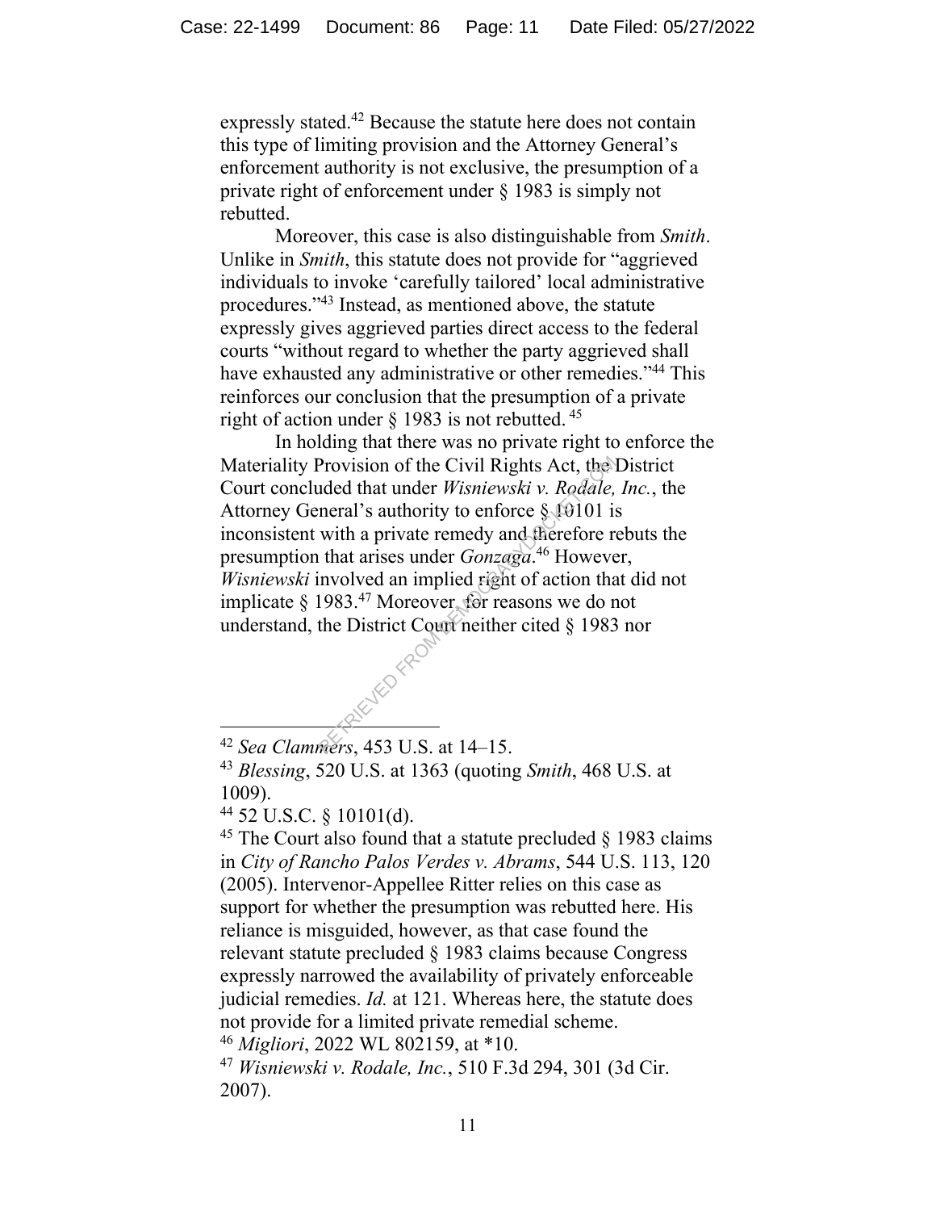expressly stated.[42] Because the statute here does not contain this type of limiting provision and the Attorney General's enforcement authority is not exclusive, the presumption of a private right of enforcement under § 1983 is simply not rebutted.

Moreover, this case is also distinguishable from *Smith*. Unlike in *Smith*, this statute does not provide for "aggrieved individuals to invoke 'carefully tailored' local administrative procedures."[43] Instead, as mentioned above, the statute expressly gives aggrieved parties direct access to the federal courts "without regard to whether the party aggrieved shall have exhausted any administrative or other remedies."[44] This reinforces our conclusion that the presumption of a private right of action under § 1983 is not rebutted. [45]

In holding that there was no private right to enforce the Materiality Provision of the Civil Rights Act, the District Court concluded that under *Wisniewski v. Rodale, Inc.*, the Attorney General's authority to enforce § 10101 is inconsistent with a private remedy and therefore rebuts the presumption that arises under *Gonzaga*.[46] However, *Wisniewski* involved an implied right of action that did not implicate § 1983.[47] Moreover, for reasons we do not understand, the District Court neither cited § 1983 nor

---

[42] *Sea Clammers*, 453 U.S. at 14–15.

[43] *Blessing*, 520 U.S. at 1363 (quoting *Smith*, 468 U.S. at 1009).

[44] 52 U.S.C. § 10101(d).

[45] The Court also found that a statute precluded § 1983 claims in *City of Rancho Palos Verdes v. Abrams*, 544 U.S. 113, 120 (2005). Intervenor-Appellee Ritter relies on this case as support for whether the presumption was rebutted here. His reliance is misguided, however, as that case found the relevant statute precluded § 1983 claims because Congress expressly narrowed the availability of privately enforceable judicial remedies. *Id.* at 121. Whereas here, the statute does not provide for a limited private remedial scheme.

[46] *Migliori*, 2022 WL 802159, at *10.

[47] *Wisniewski v. Rodale, Inc.*, 510 F.3d 294, 301 (3d Cir. 2007).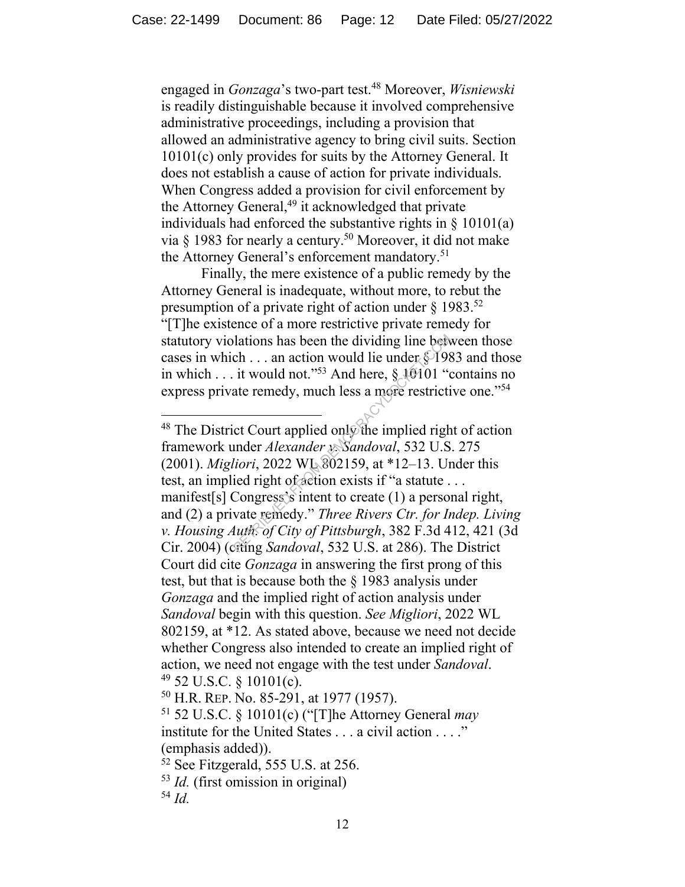engaged in *Gonzaga*'s two-part test.[48] Moreover, *Wisniewski* is readily distinguishable because it involved comprehensive administrative proceedings, including a provision that allowed an administrative agency to bring civil suits. Section 10101(c) only provides for suits by the Attorney General. It does not establish a cause of action for private individuals. When Congress added a provision for civil enforcement by the Attorney General,[49] it acknowledged that private individuals had enforced the substantive rights in § 10101(a) via § 1983 for nearly a century.[50] Moreover, it did not make the Attorney General's enforcement mandatory.[51]

Finally, the mere existence of a public remedy by the Attorney General is inadequate, without more, to rebut the presumption of a private right of action under § 1983.[52] "[T]he existence of a more restrictive private remedy for statutory violations has been the dividing line between those cases in which . . . an action would lie under § 1983 and those in which . . . it would not."[53] And here, § 10101 "contains no express private remedy, much less a more restrictive one."[54]

---

[48] The District Court applied only the implied right of action framework under *Alexander v. Sandoval*, 532 U.S. 275 (2001). *Migliori*, 2022 WL 802159, at *12–13. Under this test, an implied right of action exists if "a statute . . . manifest[s] Congress's intent to create (1) a personal right, and (2) a private remedy." *Three Rivers Ctr. for Indep. Living v. Housing Auth. of City of Pittsburgh*, 382 F.3d 412, 421 (3d Cir. 2004) (citing *Sandoval*, 532 U.S. at 286). The District Court did cite *Gonzaga* in answering the first prong of this test, but that is because both the § 1983 analysis under *Gonzaga* and the implied right of action analysis under *Sandoval* begin with this question. *See Migliori*, 2022 WL 802159, at *12. As stated above, because we need not decide whether Congress also intended to create an implied right of action, we need not engage with the test under *Sandoval*.

[49] 52 U.S.C. § 10101(c).

[50] H.R. REP. No. 85-291, at 1977 (1957).

[51] 52 U.S.C. § 10101(c) ("[T]he Attorney General *may* institute for the United States . . . a civil action . . . ." (emphasis added)).

[52] See Fitzgerald, 555 U.S. at 256.

[53] *Id.* (first omission in original)

[54] *Id.*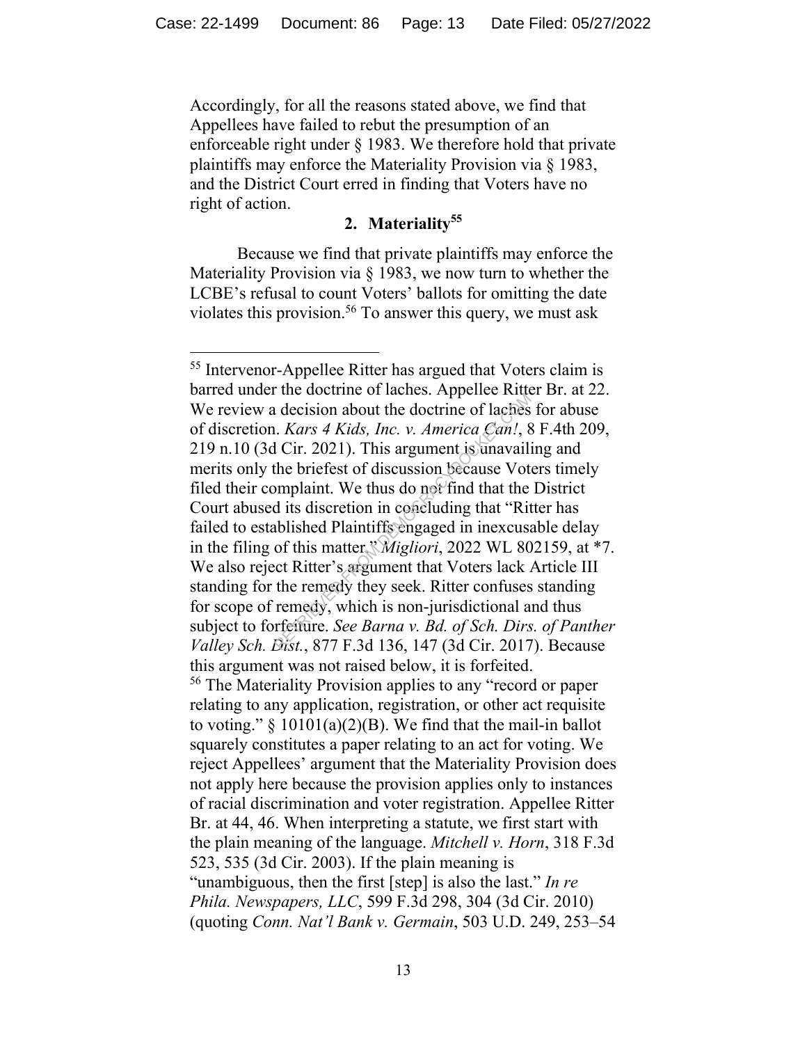Accordingly, for all the reasons stated above, we find that Appellees have failed to rebut the presumption of an enforceable right under § 1983. We therefore hold that private plaintiffs may enforce the Materiality Provision via § 1983, and the District Court erred in finding that Voters have no right of action.

### 2. Materiality[55]

Because we find that private plaintiffs may enforce the Materiality Provision via § 1983, we now turn to whether the LCBE's refusal to count Voters' ballots for omitting the date violates this provision.[56] To answer this query, we must ask

---

[55] Intervenor-Appellee Ritter has argued that Voters claim is barred under the doctrine of laches. Appellee Ritter Br. at 22. We review a decision about the doctrine of laches for abuse of discretion. *Kars 4 Kids, Inc. v. America Can!*, 8 F.4th 209, 219 n.10 (3d Cir. 2021). This argument is unavailing and merits only the briefest of discussion because Voters timely filed their complaint. We thus do not find that the District Court abused its discretion in concluding that "Ritter has failed to established Plaintiffs engaged in inexcusable delay in the filing of this matter." *Migliori*, 2022 WL 802159, at *7. We also reject Ritter's argument that Voters lack Article III standing for the remedy they seek. Ritter confuses standing for scope of remedy, which is non-jurisdictional and thus subject to forfeiture. *See Barna v. Bd. of Sch. Dirs. of Panther Valley Sch. Dist.*, 877 F.3d 136, 147 (3d Cir. 2017). Because this argument was not raised below, it is forfeited.

[56] The Materiality Provision applies to any "record or paper relating to any application, registration, or other act requisite to voting." § 10101(a)(2)(B). We find that the mail-in ballot squarely constitutes a paper relating to an act for voting. We reject Appellees' argument that the Materiality Provision does not apply here because the provision applies only to instances of racial discrimination and voter registration. Appellee Ritter Br. at 44, 46. When interpreting a statute, we first start with the plain meaning of the language. *Mitchell v. Horn*, 318 F.3d 523, 535 (3d Cir. 2003). If the plain meaning is "unambiguous, then the first [step] is also the last." *In re Phila. Newspapers, LLC*, 599 F.3d 298, 304 (3d Cir. 2010) (quoting *Conn. Nat'l Bank v. Germain*, 503 U.D. 249, 253–54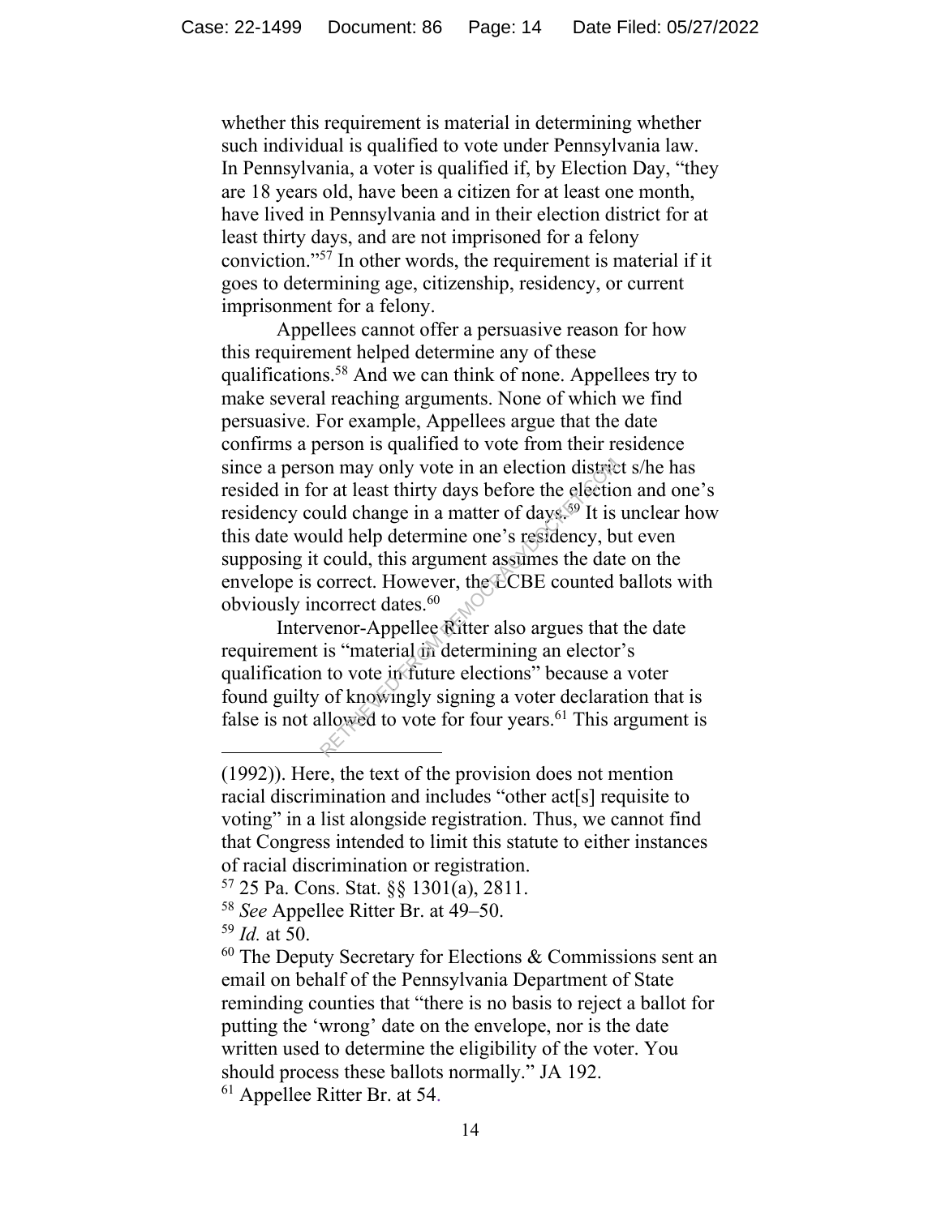whether this requirement is material in determining whether such individual is qualified to vote under Pennsylvania law. In Pennsylvania, a voter is qualified if, by Election Day, "they are 18 years old, have been a citizen for at least one month, have lived in Pennsylvania and in their election district for at least thirty days, and are not imprisoned for a felony conviction."[57] In other words, the requirement is material if it goes to determining age, citizenship, residency, or current imprisonment for a felony.

Appellees cannot offer a persuasive reason for how this requirement helped determine any of these qualifications.[58] And we can think of none. Appellees try to make several reaching arguments. None of which we find persuasive. For example, Appellees argue that the date confirms a person is qualified to vote from their residence since a person may only vote in an election district s/he has resided in for at least thirty days before the election and one's residency could change in a matter of days.[59] It is unclear how this date would help determine one's residency, but even supposing it could, this argument assumes the date on the envelope is correct. However, the LCBE counted ballots with obviously incorrect dates.[60]

Intervenor-Appellee Ritter also argues that the date requirement is "material in determining an elector's qualification to vote in future elections" because a voter found guilty of knowingly signing a voter declaration that is false is not allowed to vote for four years.[61] This argument is

---

(1992)). Here, the text of the provision does not mention racial discrimination and includes "other act[s] requisite to voting" in a list alongside registration. Thus, we cannot find that Congress intended to limit this statute to either instances of racial discrimination or registration.

[57] 25 Pa. Cons. Stat. §§ 1301(a), 2811.

[58] *See* Appellee Ritter Br. at 49–50.

[59] *Id.* at 50.

[60] The Deputy Secretary for Elections & Commissions sent an email on behalf of the Pennsylvania Department of State reminding counties that "there is no basis to reject a ballot for putting the 'wrong' date on the envelope, nor is the date written used to determine the eligibility of the voter. You should process these ballots normally." JA 192.

[61] Appellee Ritter Br. at 54.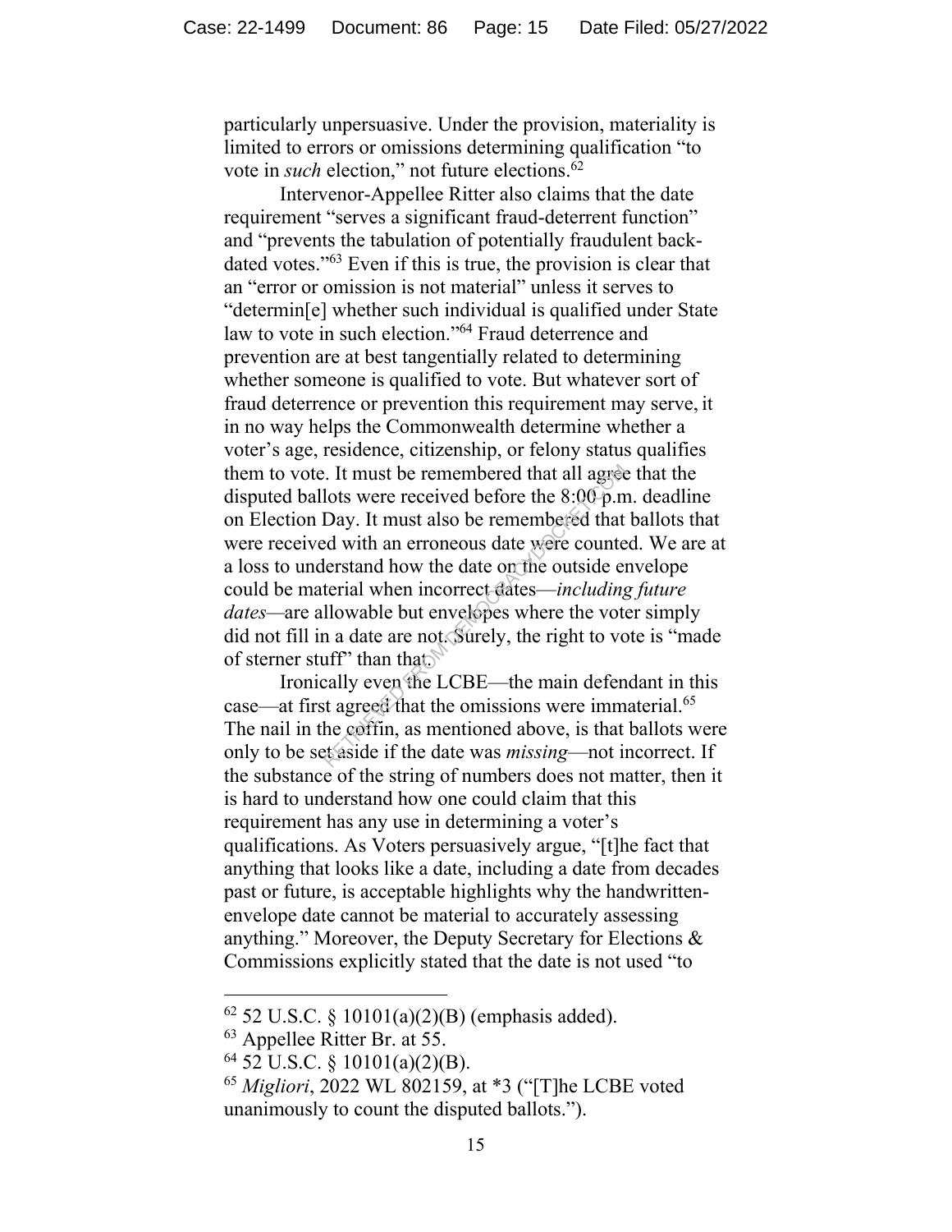particularly unpersuasive. Under the provision, materiality is limited to errors or omissions determining qualification "to vote in *such* election," not future elections.[62]

Intervenor-Appellee Ritter also claims that the date requirement "serves a significant fraud-deterrent function" and "prevents the tabulation of potentially fraudulent back-dated votes."[63] Even if this is true, the provision is clear that an "error or omission is not material" unless it serves to "determin[e] whether such individual is qualified under State law to vote in such election."[64] Fraud deterrence and prevention are at best tangentially related to determining whether someone is qualified to vote. But whatever sort of fraud deterrence or prevention this requirement may serve, it in no way helps the Commonwealth determine whether a voter's age, residence, citizenship, or felony status qualifies them to vote. It must be remembered that all agree that the disputed ballots were received before the 8:00 p.m. deadline on Election Day. It must also be remembered that ballots that were received with an erroneous date were counted. We are at a loss to understand how the date on the outside envelope could be material when incorrect dates—*including future dates*—are allowable but envelopes where the voter simply did not fill in a date are not. Surely, the right to vote is "made of sterner stuff" than that.

Ironically even the LCBE—the main defendant in this case—at first agreed that the omissions were immaterial.[65] The nail in the coffin, as mentioned above, is that ballots were only to be set aside if the date was *missing*—not incorrect. If the substance of the string of numbers does not matter, then it is hard to understand how one could claim that this requirement has any use in determining a voter's qualifications. As Voters persuasively argue, "[t]he fact that anything that looks like a date, including a date from decades past or future, is acceptable highlights why the handwritten-envelope date cannot be material to accurately assessing anything." Moreover, the Deputy Secretary for Elections & Commissions explicitly stated that the date is not used "to

---

[62] 52 U.S.C. § 10101(a)(2)(B) (emphasis added).

[63] Appellee Ritter Br. at 55.

[64] 52 U.S.C. § 10101(a)(2)(B).

[65] *Migliori*, 2022 WL 802159, at *3 ("[T]he LCBE voted unanimously to count the disputed ballots.").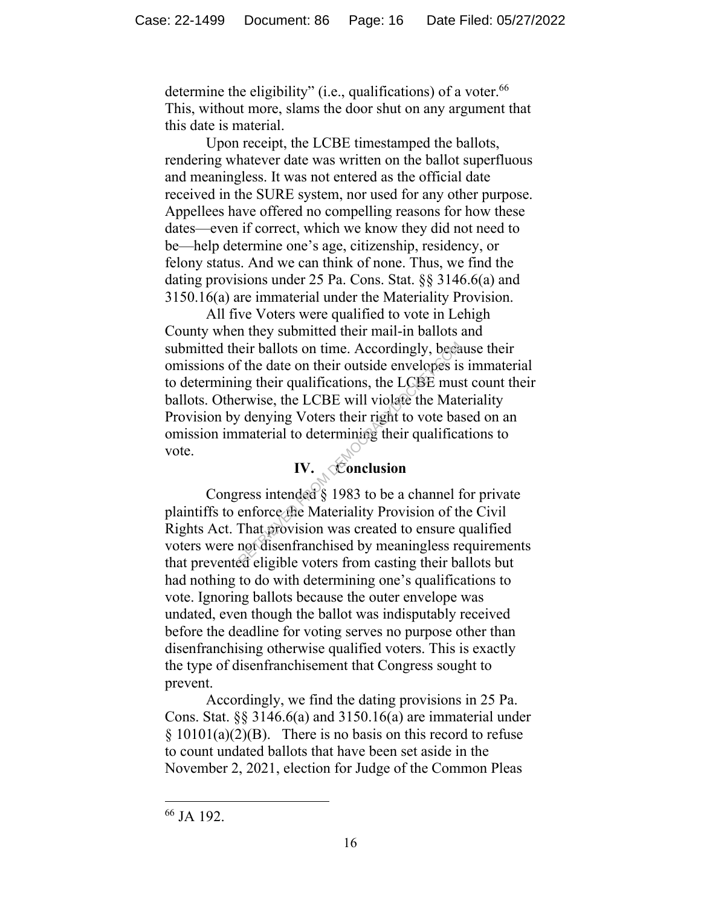determine the eligibility" (i.e., qualifications) of a voter.[66] This, without more, slams the door shut on any argument that this date is material.

Upon receipt, the LCBE timestamped the ballots, rendering whatever date was written on the ballot superfluous and meaningless. It was not entered as the official date received in the SURE system, nor used for any other purpose. Appellees have offered no compelling reasons for how these dates—even if correct, which we know they did not need to be—help determine one's age, citizenship, residency, or felony status. And we can think of none. Thus, we find the dating provisions under 25 Pa. Cons. Stat. §§ 3146.6(a) and 3150.16(a) are immaterial under the Materiality Provision.

All five Voters were qualified to vote in Lehigh County when they submitted their mail-in ballots and submitted their ballots on time. Accordingly, because their omissions of the date on their outside envelopes is immaterial to determining their qualifications, the LCBE must count their ballots. Otherwise, the LCBE will violate the Materiality Provision by denying Voters their right to vote based on an omission immaterial to determining their qualifications to vote.

## IV. Conclusion

Congress intended § 1983 to be a channel for private plaintiffs to enforce the Materiality Provision of the Civil Rights Act. That provision was created to ensure qualified voters were not disenfranchised by meaningless requirements that prevented eligible voters from casting their ballots but had nothing to do with determining one's qualifications to vote. Ignoring ballots because the outer envelope was undated, even though the ballot was indisputably received before the deadline for voting serves no purpose other than disenfranchising otherwise qualified voters. This is exactly the type of disenfranchisement that Congress sought to prevent.

Accordingly, we find the dating provisions in 25 Pa. Cons. Stat. §§ 3146.6(a) and 3150.16(a) are immaterial under § 10101(a)(2)(B). There is no basis on this record to refuse to count undated ballots that have been set aside in the November 2, 2021, election for Judge of the Common Pleas

---

[66] JA 192.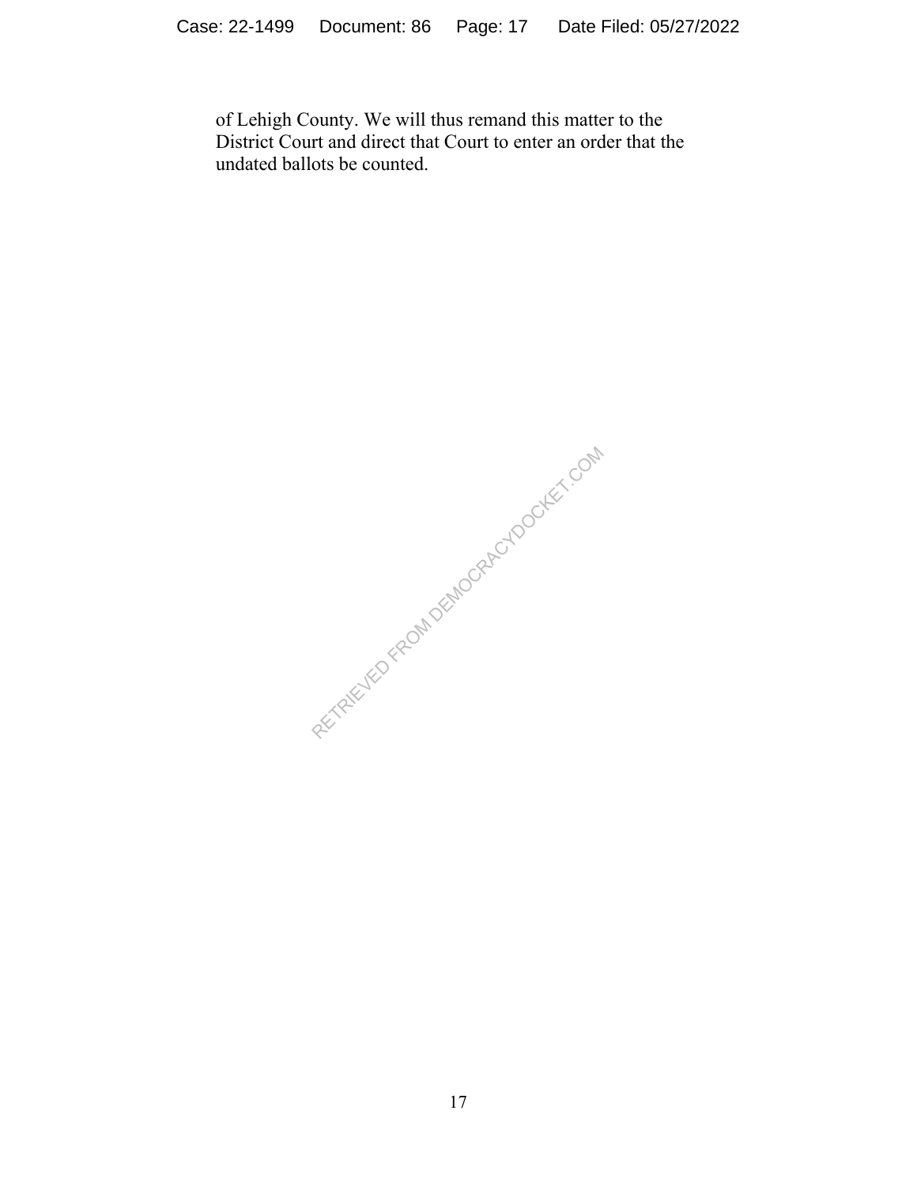of Lehigh County. We will thus remand this matter to the District Court and direct that Court to enter an order that the undated ballots be counted.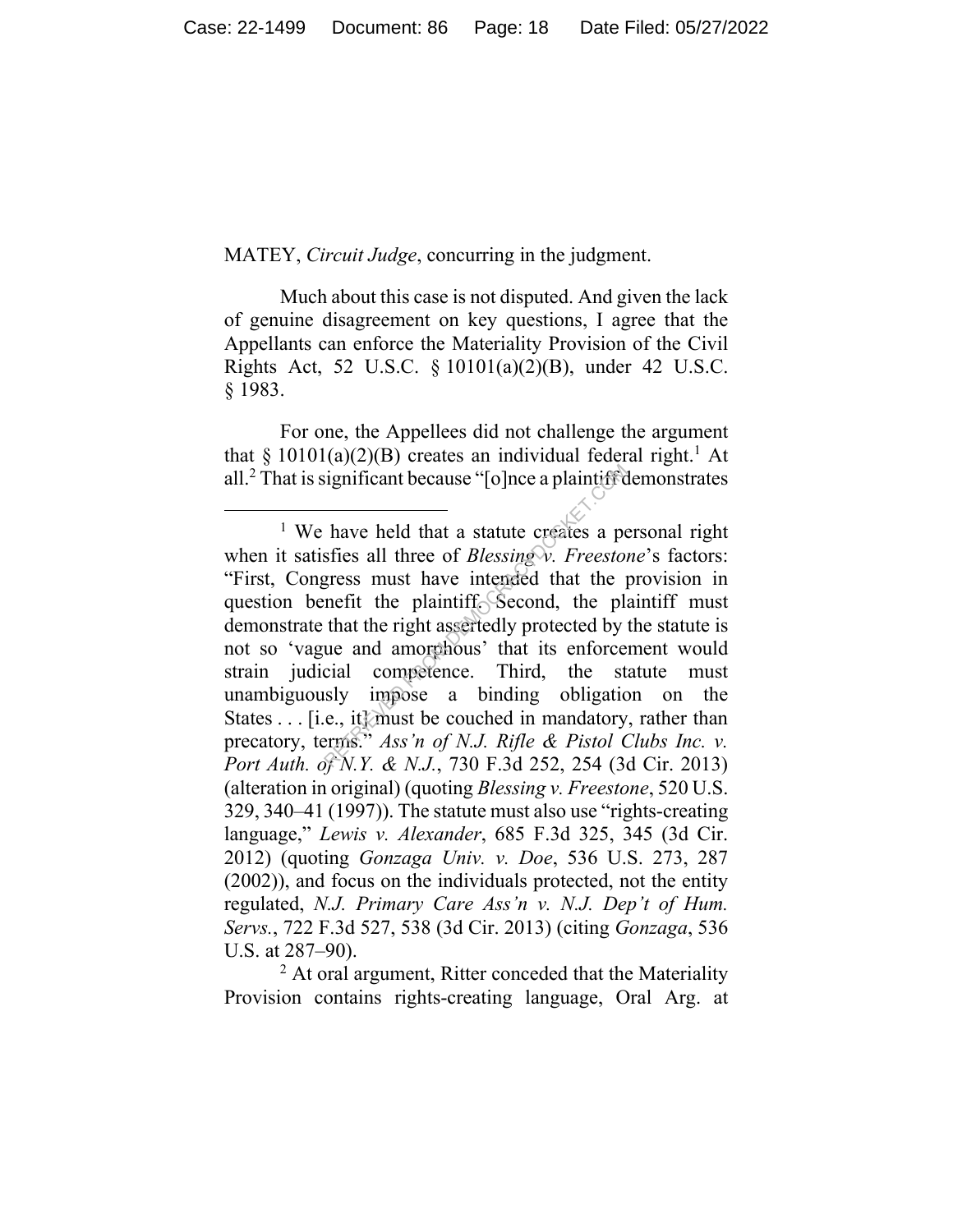MATEY, *Circuit Judge*, concurring in the judgment.

Much about this case is not disputed. And given the lack of genuine disagreement on key questions, I agree that the Appellants can enforce the Materiality Provision of the Civil Rights Act, 52 U.S.C. § 10101(a)(2)(B), under 42 U.S.C. § 1983.

For one, the Appellees did not challenge the argument that § 10101(a)(2)(B) creates an individual federal right.[1] At all.[2] That is significant because "[o]nce a plaintiff demonstrates

[1] We have held that a statute creates a personal right when it satisfies all three of *Blessing v. Freestone*'s factors: "First, Congress must have intended that the provision in question benefit the plaintiff. Second, the plaintiff must demonstrate that the right assertedly protected by the statute is not so 'vague and amorphous' that its enforcement would strain judicial competence. Third, the statute must unambiguously impose a binding obligation on the States . . . [i.e., it] must be couched in mandatory, rather than precatory, terms." *Ass'n of N.J. Rifle & Pistol Clubs Inc. v. Port Auth. of N.Y. & N.J.*, 730 F.3d 252, 254 (3d Cir. 2013) (alteration in original) (quoting *Blessing v. Freestone*, 520 U.S. 329, 340–41 (1997)). The statute must also use "rights-creating language," *Lewis v. Alexander*, 685 F.3d 325, 345 (3d Cir. 2012) (quoting *Gonzaga Univ. v. Doe*, 536 U.S. 273, 287 (2002)), and focus on the individuals protected, not the entity regulated, *N.J. Primary Care Ass'n v. N.J. Dep't of Hum. Servs.*, 722 F.3d 527, 538 (3d Cir. 2013) (citing *Gonzaga*, 536 U.S. at 287–90).

[2] At oral argument, Ritter conceded that the Materiality Provision contains rights-creating language, Oral Arg. at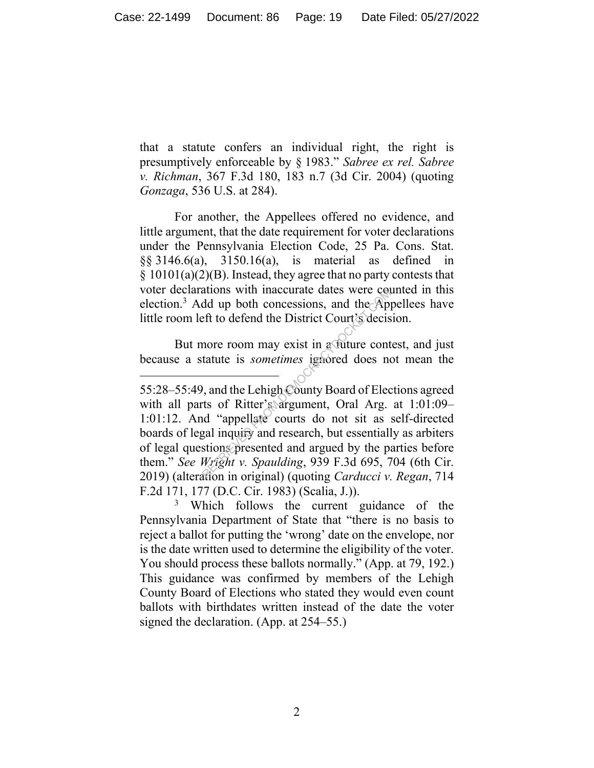that a statute confers an individual right, the right is presumptively enforceable by § 1983." *Sabree ex rel. Sabree v. Richman*, 367 F.3d 180, 183 n.7 (3d Cir. 2004) (quoting *Gonzaga*, 536 U.S. at 284).

For another, the Appellees offered no evidence, and little argument, that the date requirement for voter declarations under the Pennsylvania Election Code, 25 Pa. Cons. Stat. §§ 3146.6(a), 3150.16(a), is material as defined in § 10101(a)(2)(B). Instead, they agree that no party contests that voter declarations with inaccurate dates were counted in this election.[3] Add up both concessions, and the Appellees have little room left to defend the District Court's decision.

But more room may exist in a future contest, and just because a statute is *sometimes* ignored does not mean the

---

55:28–55:49, and the Lehigh County Board of Elections agreed with all parts of Ritter's argument, Oral Arg. at 1:01:09–1:01:12. And "appellate courts do not sit as self-directed boards of legal inquiry and research, but essentially as arbiters of legal questions presented and argued by the parties before them." *See Wright v. Spaulding*, 939 F.3d 695, 704 (6th Cir. 2019) (alteration in original) (quoting *Carducci v. Regan*, 714 F.2d 171, 177 (D.C. Cir. 1983) (Scalia, J.)).

[3] Which follows the current guidance of the Pennsylvania Department of State that "there is no basis to reject a ballot for putting the 'wrong' date on the envelope, nor is the date written used to determine the eligibility of the voter. You should process these ballots normally." (App. at 79, 192.) This guidance was confirmed by members of the Lehigh County Board of Elections who stated they would even count ballots with birthdates written instead of the date the voter signed the declaration. (App. at 254–55.)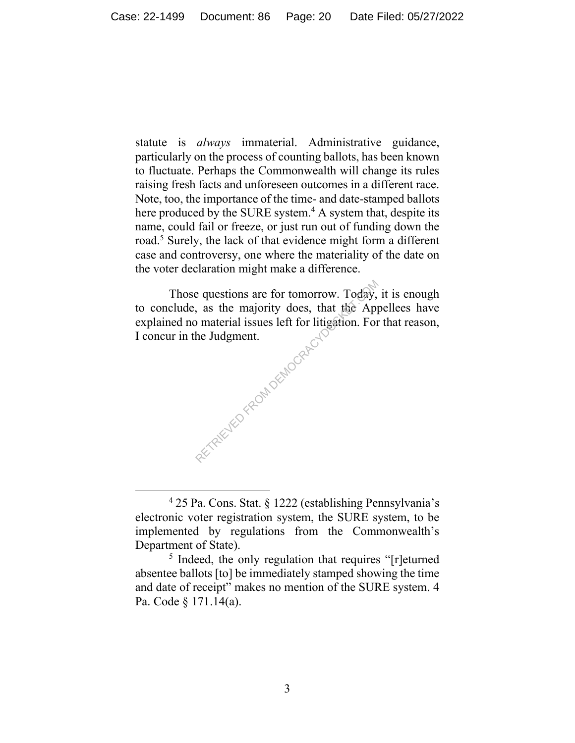statute is *always* immaterial. Administrative guidance, particularly on the process of counting ballots, has been known to fluctuate. Perhaps the Commonwealth will change its rules raising fresh facts and unforeseen outcomes in a different race. Note, too, the importance of the time- and date-stamped ballots here produced by the SURE system.[4] A system that, despite its name, could fail or freeze, or just run out of funding down the road.[5] Surely, the lack of that evidence might form a different case and controversy, one where the materiality of the date on the voter declaration might make a difference.

Those questions are for tomorrow. Today, it is enough to conclude, as the majority does, that the Appellees have explained no material issues left for litigation. For that reason, I concur in the Judgment.

---

[4] 25 Pa. Cons. Stat. § 1222 (establishing Pennsylvania's electronic voter registration system, the SURE system, to be implemented by regulations from the Commonwealth's Department of State).

[5] Indeed, the only regulation that requires "[r]eturned absentee ballots [to] be immediately stamped showing the time and date of receipt" makes no mention of the SURE system. 4 Pa. Code § 171.14(a).